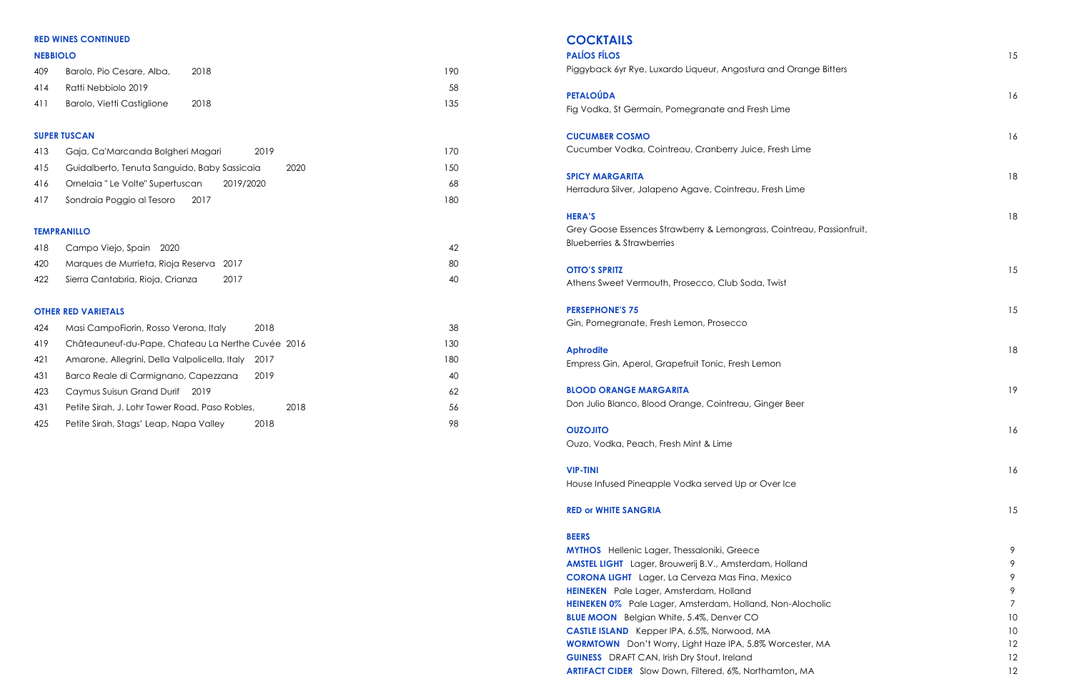## RED WINES CONTINUED

### NEBBIOLO

| | | |
|---|---|---|
| 409 | Barolo, Pio Cesare, Alba, 2018 | 190 |
| 414 | Ratti Nebbiolo 2019 | 58 |
| 411 | Barolo, Vietti Castiglione 2018 | 135 |

### SUPER TUSCAN

| | | |
|---|---|---|
| 413 | Gaja, Ca'Marcanda Bolgheri Magari 2019 | 170 |
| 415 | Guidalberto, Tenuta Sanguido, Baby Sassicaia 2020 | 150 |
| 416 | Ornelaia " Le Volte" Supertuscan 2019/2020 | 68 |
| 417 | Sondraia Poggio al Tesoro 2017 | 180 |

### TEMPRANILLO

| | | |
|---|---|---|
| 418 | Campo Viejo, Spain 2020 | 42 |
| 420 | Marques de Murrieta, Rioja Reserva 2017 | 80 |
| 422 | Sierra Cantabria, Rioja, Crianza 2017 | 40 |

### OTHER RED VARIETALS

| | | |
|---|---|---|
| 424 | Masi CampoFiorin, Rosso Verona, Italy 2018 | 38 |
| 419 | Châteauneuf-du-Pape, Chateau La Nerthe Cuvée 2016 | 130 |
| 421 | Amarone, Allegrini, Della Valpolicella, Italy 2017 | 180 |
| 431 | Barco Reale di Carmignano, Capezzana 2019 | 40 |
| 423 | Caymus Suisun Grand Durif 2019 | 62 |
| 431 | Petite Sirah, J. Lohr Tower Road, Paso Robles, 2018 | 56 |
| 425 | Petite Sirah, Stags' Leap, Napa Valley 2018 | 98 |

## COCKTAILS

**PALÍOS FÍLOS** — 15
Piggyback 6yr Rye, Luxardo Liqueur, Angostura and Orange Bitters

**PETALOÚDA** — 16
Fig Vodka, St Germain, Pomegranate and Fresh Lime

**CUCUMBER COSMO** — 16
Cucumber Vodka, Cointreau, Cranberry Juice, Fresh Lime

**SPICY MARGARITA** — 18
Herradura Silver, Jalapeno Agave, Cointreau, Fresh Lime

**HERA'S** — 18
Grey Goose Essences Strawberry & Lemongrass, Cointreau, Passionfruit, Blueberries & Strawberries

**OTTO'S SPRITZ** — 15
Athens Sweet Vermouth, Prosecco, Club Soda, Twist

**PERSEPHONE'S 75** — 15
Gin, Pomegranate, Fresh Lemon, Prosecco

**Aphrodite** — 18
Empress Gin, Aperol, Grapefruit Tonic, Fresh Lemon

**BLOOD ORANGE MARGARITA** — 19
Don Julio Blanco, Blood Orange, Cointreau, Ginger Beer

**OUZOJITO** — 16
Ouzo, Vodka, Peach, Fresh Mint & Lime

**VIP-TINI** — 16
House Infused Pineapple Vodka served Up or Over Ice

**RED or WHITE SANGRIA** — 15

### BEERS

| | |
|---|---|
| **MYTHOS** Hellenic Lager, Thessaloniki, Greece | 9 |
| **AMSTEL LIGHT** Lager, Brouwerij B.V., Amsterdam, Holland | 9 |
| **CORONA LIGHT** Lager, La Cerveza Mas Fina, Mexico | 9 |
| **HEINEKEN** Pale Lager, Amsterdam, Holland | 9 |
| **HEINEKEN 0%** Pale Lager, Amsterdam, Holland, Non-Alocholic | 7 |
| **BLUE MOON** Belgian White, 5.4%, Denver CO | 10 |
| **CASTLE ISLAND** Kepper IPA, 6.5%, Norwood, MA | 10 |
| **WORMTOWN** Don't Worry, Light Haze IPA, 5.8% Worcester, MA | 12 |
| **GUINESS** DRAFT CAN, Irish Dry Stout, Ireland | 12 |
| **ARTIFACT CIDER** Slow Down, Filtered, 6%, Northamton, MA | 12 |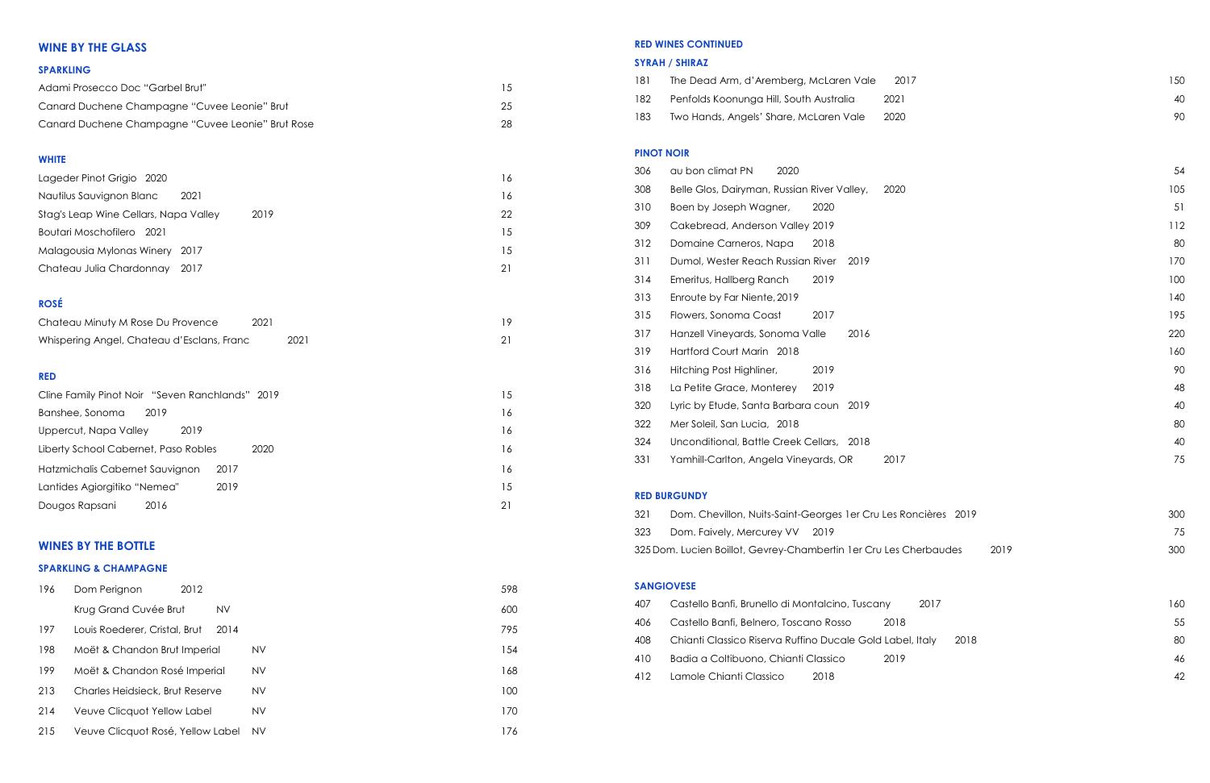## WINE BY THE GLASS

### SPARKLING

| Wine | Price |
|---|---|
| Adami Prosecco Doc "Garbel Brut" | 15 |
| Canard Duchene Champagne "Cuvee Leonie" Brut | 25 |
| Canard Duchene Champagne "Cuvee Leonie" Brut Rose | 28 |

### WHITE

| Wine | Vintage | Price |
|---|---|---|
| Lageder Pinot Grigio | 2020 | 16 |
| Nautilus Sauvignon Blanc | 2021 | 16 |
| Stag's Leap Wine Cellars, Napa Valley | 2019 | 22 |
| Boutari Moschofilero | 2021 | 15 |
| Malagousia Mylonas Winery | 2017 | 15 |
| Chateau Julia Chardonnay | 2017 | 21 |

### ROSÉ

| Wine | Vintage | Price |
|---|---|---|
| Chateau Minuty M Rose Du Provence | 2021 | 19 |
| Whispering Angel, Chateau d'Esclans, Franc | 2021 | 21 |

### RED

| Wine | Vintage | Price |
|---|---|---|
| Cline Family Pinot Noir "Seven Ranchlands" | 2019 | 15 |
| Banshee, Sonoma | 2019 | 16 |
| Uppercut, Napa Valley | 2019 | 16 |
| Liberty School Cabernet, Paso Robles | 2020 | 16 |
| Hatzmichalis Cabernet Sauvignon | 2017 | 16 |
| Lantides Agiorgitiko "Nemea" | 2019 | 15 |
| Dougos Rapsani | 2016 | 21 |

## WINES BY THE BOTTLE

### SPARKLING & CHAMPAGNE

| Bin | Wine | Vintage | Price |
|---|---|---|---|
| 196 | Dom Perignon | 2012 | 598 |
| | Krug Grand Cuvée Brut | NV | 600 |
| 197 | Louis Roederer, Cristal, Brut | 2014 | 795 |
| 198 | Moët & Chandon Brut Imperial | NV | 154 |
| 199 | Moët & Chandon Rosé Imperial | NV | 168 |
| 213 | Charles Heidsieck, Brut Reserve | NV | 100 |
| 214 | Veuve Clicquot Yellow Label | NV | 170 |
| 215 | Veuve Clicquot Rosé, Yellow Label | NV | 176 |

### RED WINES CONTINUED

### SYRAH / SHIRAZ

| Bin | Wine | Vintage | Price |
|---|---|---|---|
| 181 | The Dead Arm, d'Aremberg, McLaren Vale | 2017 | 150 |
| 182 | Penfolds Koonunga Hill, South Australia | 2021 | 40 |
| 183 | Two Hands, Angels' Share, McLaren Vale | 2020 | 90 |

### PINOT NOIR

| Bin | Wine | Vintage | Price |
|---|---|---|---|
| 306 | au bon climat PN | 2020 | 54 |
| 308 | Belle Glos, Dairyman, Russian River Valley, | 2020 | 105 |
| 310 | Boen by Joseph Wagner, | 2020 | 51 |
| 309 | Cakebread, Anderson Valley | 2019 | 112 |
| 312 | Domaine Carneros, Napa | 2018 | 80 |
| 311 | Dumol, Wester Reach Russian River | 2019 | 170 |
| 314 | Emeritus, Hallberg Ranch | 2019 | 100 |
| 313 | Enroute by Far Niente, | 2019 | 140 |
| 315 | Flowers, Sonoma Coast | 2017 | 195 |
| 317 | Hanzell Vineyards, Sonoma Valle | 2016 | 220 |
| 319 | Hartford Court Marin | 2018 | 160 |
| 316 | Hitching Post Highliner, | 2019 | 90 |
| 318 | La Petite Grace, Monterey | 2019 | 48 |
| 320 | Lyric by Etude, Santa Barbara coun | 2019 | 40 |
| 322 | Mer Soleil, San Lucia, | 2018 | 80 |
| 324 | Unconditional, Battle Creek Cellars, | 2018 | 40 |
| 331 | Yamhill-Carlton, Angela Vineyards, OR | 2017 | 75 |

### RED BURGUNDY

| Bin | Wine | Vintage | Price |
|---|---|---|---|
| 321 | Dom. Chevillon, Nuits-Saint-Georges 1er Cru Les Roncières | 2019 | 300 |
| 323 | Dom. Faively, Mercurey VV | 2019 | 75 |
| 325 | Dom. Lucien Boillot, Gevrey-Chambertin 1er Cru Les Cherbaudes | 2019 | 300 |

### SANGIOVESE

| Bin | Wine | Vintage | Price |
|---|---|---|---|
| 407 | Castello Banfi, Brunello di Montalcino, Tuscany | 2017 | 160 |
| 406 | Castello Banfi, Belnero, Toscano Rosso | 2018 | 55 |
| 408 | Chianti Classico Riserva Ruffino Ducale Gold Label, Italy | 2018 | 80 |
| 410 | Badia a Coltibuono, Chianti Classico | 2019 | 46 |
| 412 | Lamole Chianti Classico | 2018 | 42 |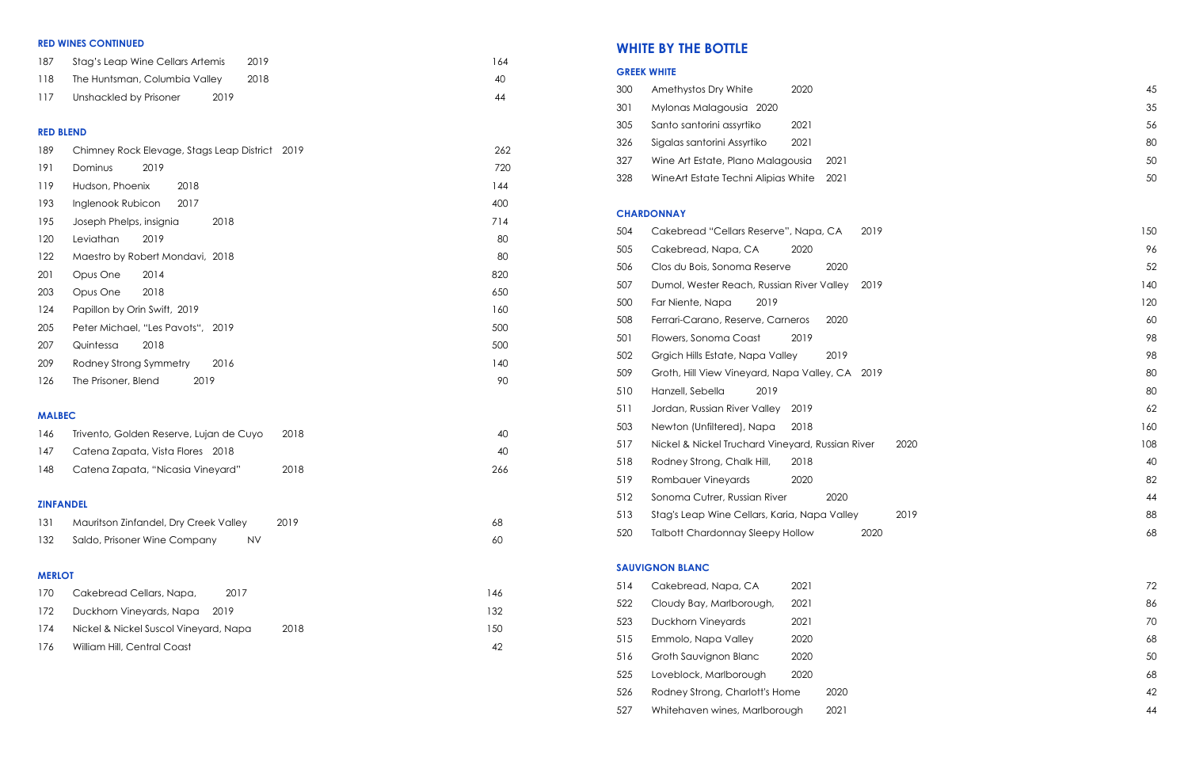### RED WINES CONTINUED

| | | |
|---|---|---|
| 187 | Stag's Leap Wine Cellars Artemis 2019 | 164 |
| 118 | The Huntsman, Columbia Valley 2018 | 40 |
| 117 | Unshackled by Prisoner 2019 | 44 |

### RED BLEND

| | | |
|---|---|---|
| 189 | Chimney Rock Elevage, Stags Leap District 2019 | 262 |
| 191 | Dominus 2019 | 720 |
| 119 | Hudson, Phoenix 2018 | 144 |
| 193 | Inglenook Rubicon 2017 | 400 |
| 195 | Joseph Phelps, insignia 2018 | 714 |
| 120 | Leviathan 2019 | 80 |
| 122 | Maestro by Robert Mondavi, 2018 | 80 |
| 201 | Opus One 2014 | 820 |
| 203 | Opus One 2018 | 650 |
| 124 | Papillon by Orin Swift, 2019 | 160 |
| 205 | Peter Michael, "Les Pavots", 2019 | 500 |
| 207 | Quintessa 2018 | 500 |
| 209 | Rodney Strong Symmetry 2016 | 140 |
| 126 | The Prisoner, Blend 2019 | 90 |

### MALBEC

| | | |
|---|---|---|
| 146 | Trivento, Golden Reserve, Lujan de Cuyo 2018 | 40 |
| 147 | Catena Zapata, Vista Flores 2018 | 40 |
| 148 | Catena Zapata, "Nicasia Vineyard" 2018 | 266 |

### ZINFANDEL

| | | |
|---|---|---|
| 131 | Mauritson Zinfandel, Dry Creek Valley 2019 | 68 |
| 132 | Saldo, Prisoner Wine Company NV | 60 |

### MERLOT

| | | |
|---|---|---|
| 170 | Cakebread Cellars, Napa, 2017 | 146 |
| 172 | Duckhorn Vineyards, Napa 2019 | 132 |
| 174 | Nickel & Nickel Suscol Vineyard, Napa 2018 | 150 |
| 176 | William Hill, Central Coast | 42 |

## WHITE BY THE BOTTLE

### GREEK WHITE

| | | |
|---|---|---|
| 300 | Amethystos Dry White 2020 | 45 |
| 301 | Mylonas Malagousia 2020 | 35 |
| 305 | Santo santorini assyrtiko 2021 | 56 |
| 326 | Sigalas santorini Assyrtiko 2021 | 80 |
| 327 | Wine Art Estate, Plano Malagousia 2021 | 50 |
| 328 | WineArt Estate Techni Alipias White 2021 | 50 |

### CHARDONNAY

| | | |
|---|---|---|
| 504 | Cakebread "Cellars Reserve", Napa, CA 2019 | 150 |
| 505 | Cakebread, Napa, CA 2020 | 96 |
| 506 | Clos du Bois, Sonoma Reserve 2020 | 52 |
| 507 | Dumol, Wester Reach, Russian River Valley 2019 | 140 |
| 500 | Far Niente, Napa 2019 | 120 |
| 508 | Ferrari-Carano, Reserve, Carneros 2020 | 60 |
| 501 | Flowers, Sonoma Coast 2019 | 98 |
| 502 | Grgich Hills Estate, Napa Valley 2019 | 98 |
| 509 | Groth, Hill View Vineyard, Napa Valley, CA 2019 | 80 |
| 510 | Hanzell, Sebella 2019 | 80 |
| 511 | Jordan, Russian River Valley 2019 | 62 |
| 503 | Newton (Unfiltered), Napa 2018 | 160 |
| 517 | Nickel & Nickel Truchard Vineyard, Russian River 2020 | 108 |
| 518 | Rodney Strong, Chalk Hill, 2018 | 40 |
| 519 | Rombauer Vineyards 2020 | 82 |
| 512 | Sonoma Cutrer, Russian River 2020 | 44 |
| 513 | Stag's Leap Wine Cellars, Karia, Napa Valley 2019 | 88 |
| 520 | Talbott Chardonnay Sleepy Hollow 2020 | 68 |

### SAUVIGNON BLANC

| | | |
|---|---|---|
| 514 | Cakebread, Napa, CA 2021 | 72 |
| 522 | Cloudy Bay, Marlborough, 2021 | 86 |
| 523 | Duckhorn Vineyards 2021 | 70 |
| 515 | Emmolo, Napa Valley 2020 | 68 |
| 516 | Groth Sauvignon Blanc 2020 | 50 |
| 525 | Loveblock, Marlborough 2020 | 68 |
| 526 | Rodney Strong, Charlott's Home 2020 | 42 |
| 527 | Whitehaven wines, Marlborough 2021 | 44 |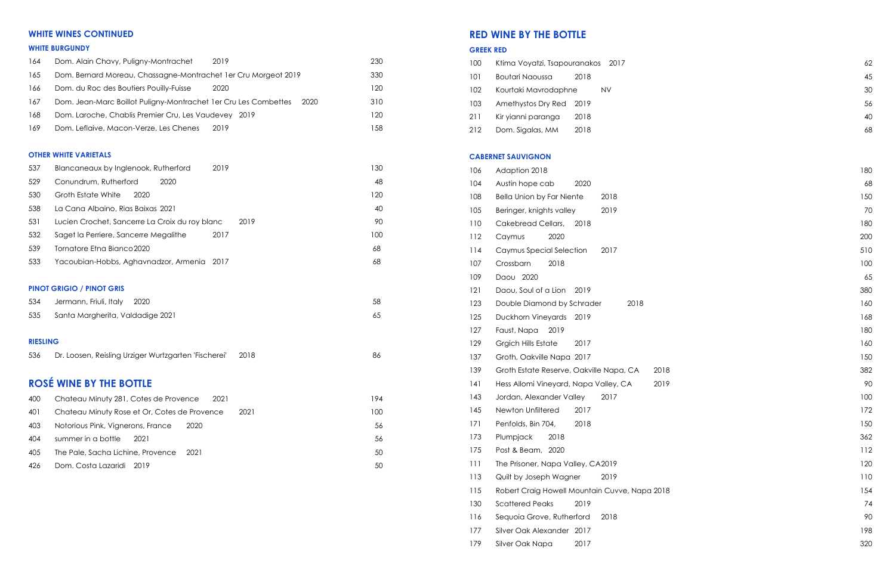## WHITE WINES CONTINUED

### WHITE BURGUNDY

| | | |
|---|---|---|
| 164 | Dom. Alain Chavy, Puligny-Montrachet 2019 | 230 |
| 165 | Dom. Bernard Moreau, Chassagne-Montrachet 1er Cru Morgeot 2019 | 330 |
| 166 | Dom. du Roc des Boutiers Pouilly-Fuisse 2020 | 120 |
| 167 | Dom. Jean-Marc Boillot Puligny-Montrachet 1er Cru Les Combettes 2020 | 310 |
| 168 | Dom. Laroche, Chablis Premier Cru, Les Vaudevey 2019 | 120 |
| 169 | Dom. Leflaive, Macon-Verze, Les Chenes 2019 | 158 |

### OTHER WHITE VARIETALS

| | | |
|---|---|---|
| 537 | Blancaneaux by Inglenook, Rutherford 2019 | 130 |
| 529 | Conundrum, Rutherford 2020 | 48 |
| 530 | Groth Estate White 2020 | 120 |
| 538 | La Cana Albaino, Rias Baixas 2021 | 40 |
| 531 | Lucien Crochet, Sancerre La Croix du roy blanc 2019 | 90 |
| 532 | Saget la Perriere, Sancerre Megalithe 2017 | 100 |
| 539 | Tornatore Etna Bianco 2020 | 68 |
| 533 | Yacoubian-Hobbs, Aghavnadzor, Armenia 2017 | 68 |

### PINOT GRIGIO / PINOT GRIS

| | | |
|---|---|---|
| 534 | Jermann, Friuli, Italy 2020 | 58 |
| 535 | Santa Margherita, Valdadige 2021 | 65 |

### RIESLING

| | | |
|---|---|---|
| 536 | Dr. Loosen, Reisling Urziger Wurtzgarten 'Fischerei' 2018 | 86 |

## ROSÉ WINE BY THE BOTTLE

| | | |
|---|---|---|
| 400 | Chateau Minuty 281, Cotes de Provence 2021 | 194 |
| 401 | Chateau Minuty Rose et Or, Cotes de Provence 2021 | 100 |
| 403 | Notorious Pink, Vignerons, France 2020 | 56 |
| 404 | summer in a bottle 2021 | 56 |
| 405 | The Pale, Sacha Lichine, Provence 2021 | 50 |
| 426 | Dom. Costa Lazaridi 2019 | 50 |

## RED WINE BY THE BOTTLE

### GREEK RED

| | | |
|---|---|---|
| 100 | Ktima Voyatzi, Tsapouranakos 2017 | 62 |
| 101 | Boutari Naoussa 2018 | 45 |
| 102 | Kourtaki Mavrodaphne NV | 30 |
| 103 | Amethystos Dry Red 2019 | 56 |
| 211 | Kir yianni paranga 2018 | 40 |
| 212 | Dom. Sigalas, MM 2018 | 68 |

### CABERNET SAUVIGNON

| | | |
|---|---|---|
| 106 | Adaption 2018 | 180 |
| 104 | Austin hope cab 2020 | 68 |
| 108 | Bella Union by Far Niente 2018 | 150 |
| 105 | Beringer, knights valley 2019 | 70 |
| 110 | Cakebread Cellars, 2018 | 180 |
| 112 | Caymus 2020 | 200 |
| 114 | Caymus Special Selection 2017 | 510 |
| 107 | Crossbarn 2018 | 100 |
| 109 | Daou 2020 | 65 |
| 121 | Daou, Soul of a Lion 2019 | 380 |
| 123 | Double Diamond by Schrader 2018 | 160 |
| 125 | Duckhorn Vineyards 2019 | 168 |
| 127 | Faust, Napa 2019 | 180 |
| 129 | Grgich Hills Estate 2017 | 160 |
| 137 | Groth, Oakville Napa 2017 | 150 |
| 139 | Groth Estate Reserve, Oakville Napa, CA 2018 | 382 |
| 141 | Hess Allomi Vineyard, Napa Valley, CA 2019 | 90 |
| 143 | Jordan, Alexander Valley 2017 | 100 |
| 145 | Newton Unfiltered 2017 | 172 |
| 171 | Penfolds, Bin 704, 2018 | 150 |
| 173 | Plumpjack 2018 | 362 |
| 175 | Post & Beam, 2020 | 112 |
| 111 | The Prisoner, Napa Valley, CA 2019 | 120 |
| 113 | Quilt by Joseph Wagner 2019 | 110 |
| 115 | Robert Craig Howell Mountain Cuvve, Napa 2018 | 154 |
| 130 | Scattered Peaks 2019 | 74 |
| 116 | Sequoia Grove, Rutherford 2018 | 90 |
| 177 | Silver Oak Alexander 2017 | 198 |
| 179 | Silver Oak Napa 2017 | 320 |